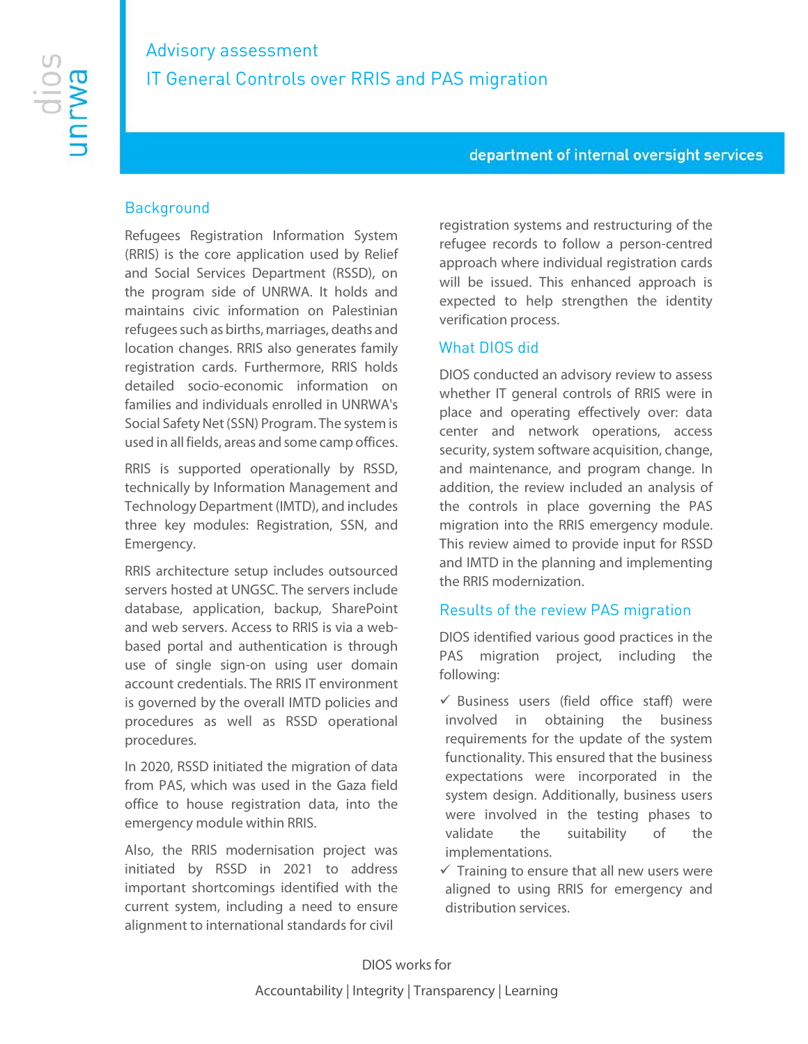# Advisory assessment

# IT General Controls over RRIS and PAS migration

department of internal oversight services

## Background

Refugees Registration Information System (RRIS) is the core application used by Relief and Social Services Department (RSSD), on the program side of UNRWA. It holds and maintains civic information on Palestinian refugees such as births, marriages, deaths and location changes. RRIS also generates family registration cards. Furthermore, RRIS holds detailed socio-economic information on families and individuals enrolled in UNRWA's Social Safety Net (SSN) Program. The system is used in all fields, areas and some camp offices.

RRIS is supported operationally by RSSD, technically by Information Management and Technology Department (IMTD), and includes three key modules: Registration, SSN, and Emergency.

RRIS architecture setup includes outsourced servers hosted at UNGSC. The servers include database, application, backup, SharePoint and web servers. Access to RRIS is via a web-based portal and authentication is through use of single sign-on using user domain account credentials. The RRIS IT environment is governed by the overall IMTD policies and procedures as well as RSSD operational procedures.

In 2020, RSSD initiated the migration of data from PAS, which was used in the Gaza field office to house registration data, into the emergency module within RRIS.

Also, the RRIS modernisation project was initiated by RSSD in 2021 to address important shortcomings identified with the current system, including a need to ensure alignment to international standards for civil registration systems and restructuring of the refugee records to follow a person-centred approach where individual registration cards will be issued. This enhanced approach is expected to help strengthen the identity verification process.

## What DIOS did

DIOS conducted an advisory review to assess whether IT general controls of RRIS were in place and operating effectively over: data center and network operations, access security, system software acquisition, change, and maintenance, and program change. In addition, the review included an analysis of the controls in place governing the PAS migration into the RRIS emergency module. This review aimed to provide input for RSSD and IMTD in the planning and implementing the RRIS modernization.

## Results of the review PAS migration

DIOS identified various good practices in the PAS migration project, including the following:

- ✓ Business users (field office staff) were involved in obtaining the business requirements for the update of the system functionality. This ensured that the business expectations were incorporated in the system design. Additionally, business users were involved in the testing phases to validate the suitability of the implementations.
- ✓ Training to ensure that all new users were aligned to using RRIS for emergency and distribution services.

DIOS works for

Accountability | Integrity | Transparency | Learning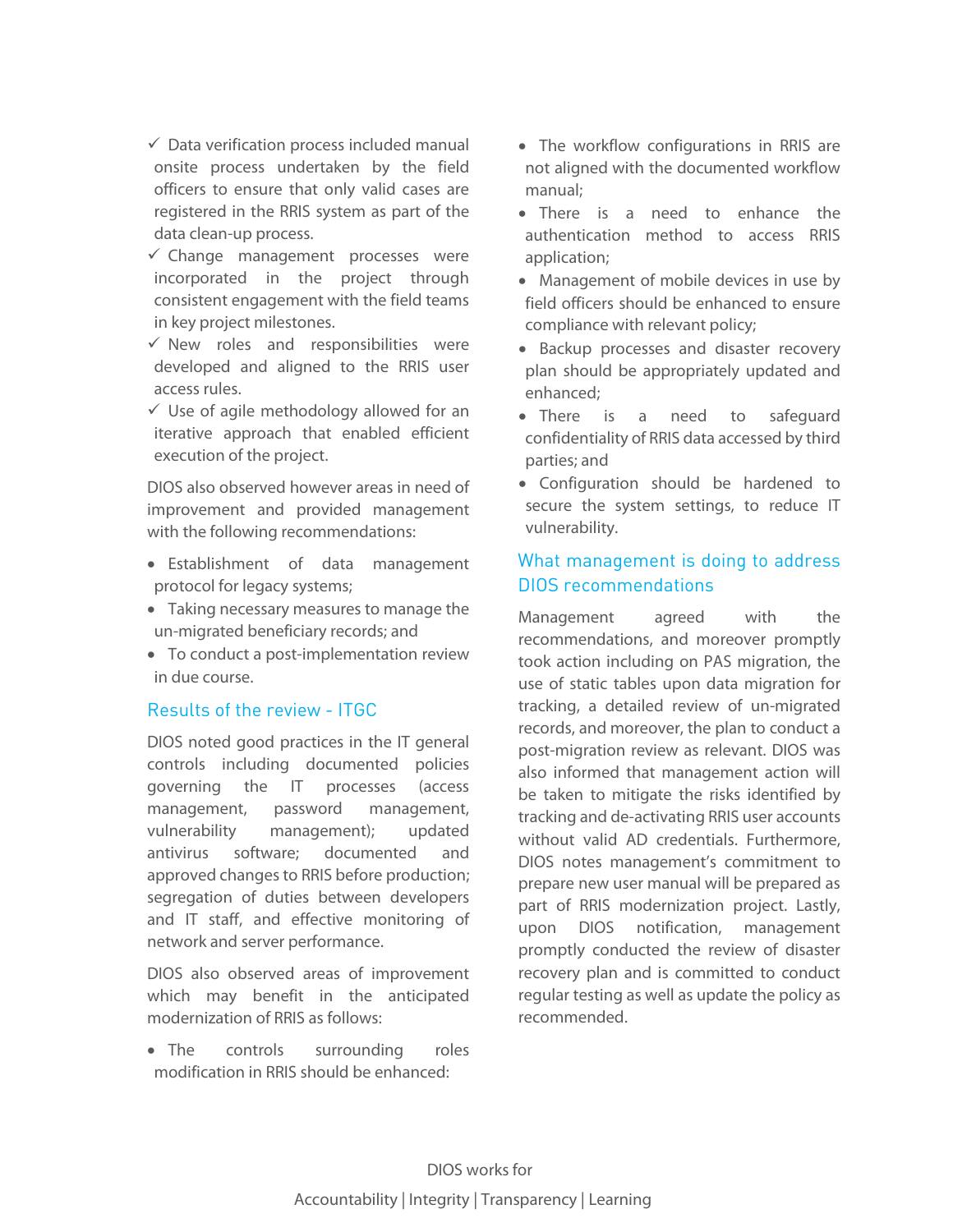- ✓ Data verification process included manual onsite process undertaken by the field officers to ensure that only valid cases are registered in the RRIS system as part of the data clean-up process.
- ✓ Change management processes were incorporated in the project through consistent engagement with the field teams in key project milestones.
- ✓ New roles and responsibilities were developed and aligned to the RRIS user access rules.
- ✓ Use of agile methodology allowed for an iterative approach that enabled efficient execution of the project.

DIOS also observed however areas in need of improvement and provided management with the following recommendations:

- Establishment of data management protocol for legacy systems;
- Taking necessary measures to manage the un-migrated beneficiary records; and
- To conduct a post-implementation review in due course.

## Results of the review - ITGC

DIOS noted good practices in the IT general controls including documented policies governing the IT processes (access management, password management, vulnerability management); updated antivirus software; documented and approved changes to RRIS before production; segregation of duties between developers and IT staff, and effective monitoring of network and server performance.

DIOS also observed areas of improvement which may benefit in the anticipated modernization of RRIS as follows:

- The controls surrounding roles modification in RRIS should be enhanced:
- The workflow configurations in RRIS are not aligned with the documented workflow manual;
- There is a need to enhance the authentication method to access RRIS application;
- Management of mobile devices in use by field officers should be enhanced to ensure compliance with relevant policy;
- Backup processes and disaster recovery plan should be appropriately updated and enhanced;
- There is a need to safeguard confidentiality of RRIS data accessed by third parties; and
- Configuration should be hardened to secure the system settings, to reduce IT vulnerability.

## What management is doing to address DIOS recommendations

Management agreed with the recommendations, and moreover promptly took action including on PAS migration, the use of static tables upon data migration for tracking, a detailed review of un-migrated records, and moreover, the plan to conduct a post-migration review as relevant. DIOS was also informed that management action will be taken to mitigate the risks identified by tracking and de-activating RRIS user accounts without valid AD credentials. Furthermore, DIOS notes management's commitment to prepare new user manual will be prepared as part of RRIS modernization project. Lastly, upon DIOS notification, management promptly conducted the review of disaster recovery plan and is committed to conduct regular testing as well as update the policy as recommended.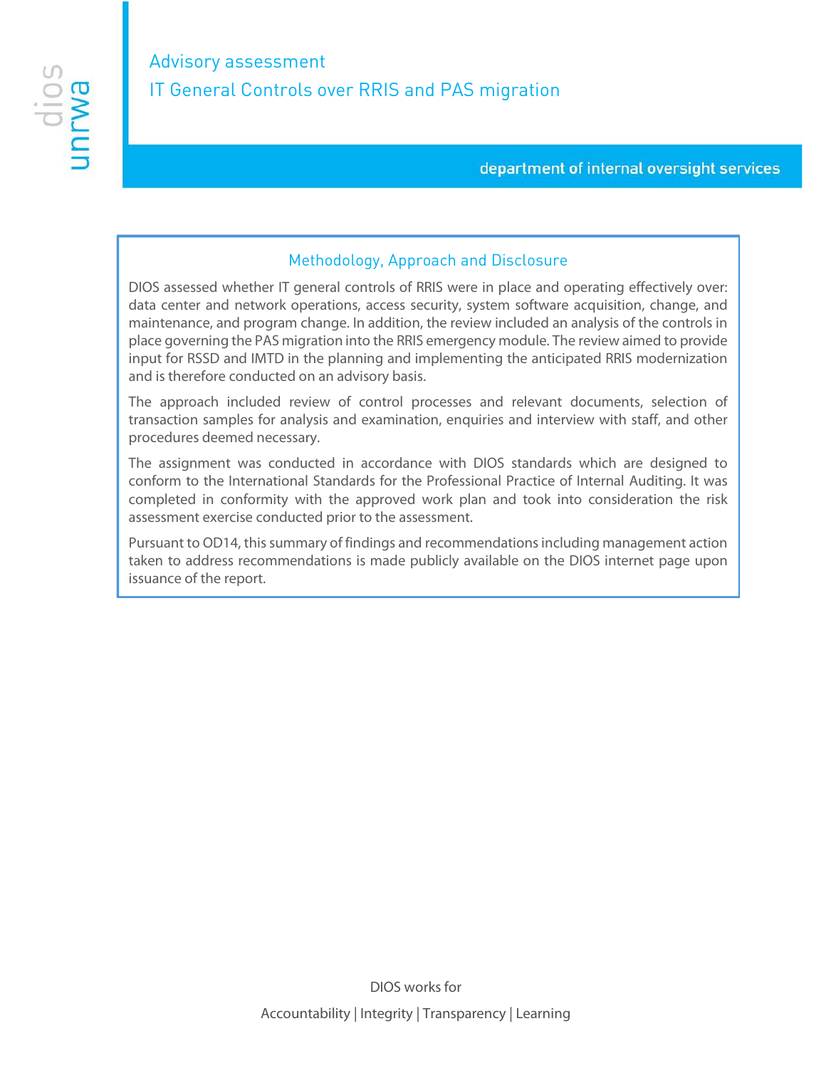dios unrwa

# Advisory assessment

# IT General Controls over RRIS and PAS migration

department of internal oversight services

## Methodology, Approach and Disclosure

DIOS assessed whether IT general controls of RRIS were in place and operating effectively over: data center and network operations, access security, system software acquisition, change, and maintenance, and program change. In addition, the review included an analysis of the controls in place governing the PAS migration into the RRIS emergency module. The review aimed to provide input for RSSD and IMTD in the planning and implementing the anticipated RRIS modernization and is therefore conducted on an advisory basis.

The approach included review of control processes and relevant documents, selection of transaction samples for analysis and examination, enquiries and interview with staff, and other procedures deemed necessary.

The assignment was conducted in accordance with DIOS standards which are designed to conform to the International Standards for the Professional Practice of Internal Auditing. It was completed in conformity with the approved work plan and took into consideration the risk assessment exercise conducted prior to the assessment.

Pursuant to OD14, this summary of findings and recommendations including management action taken to address recommendations is made publicly available on the DIOS internet page upon issuance of the report.

DIOS works for

Accountability | Integrity | Transparency | Learning